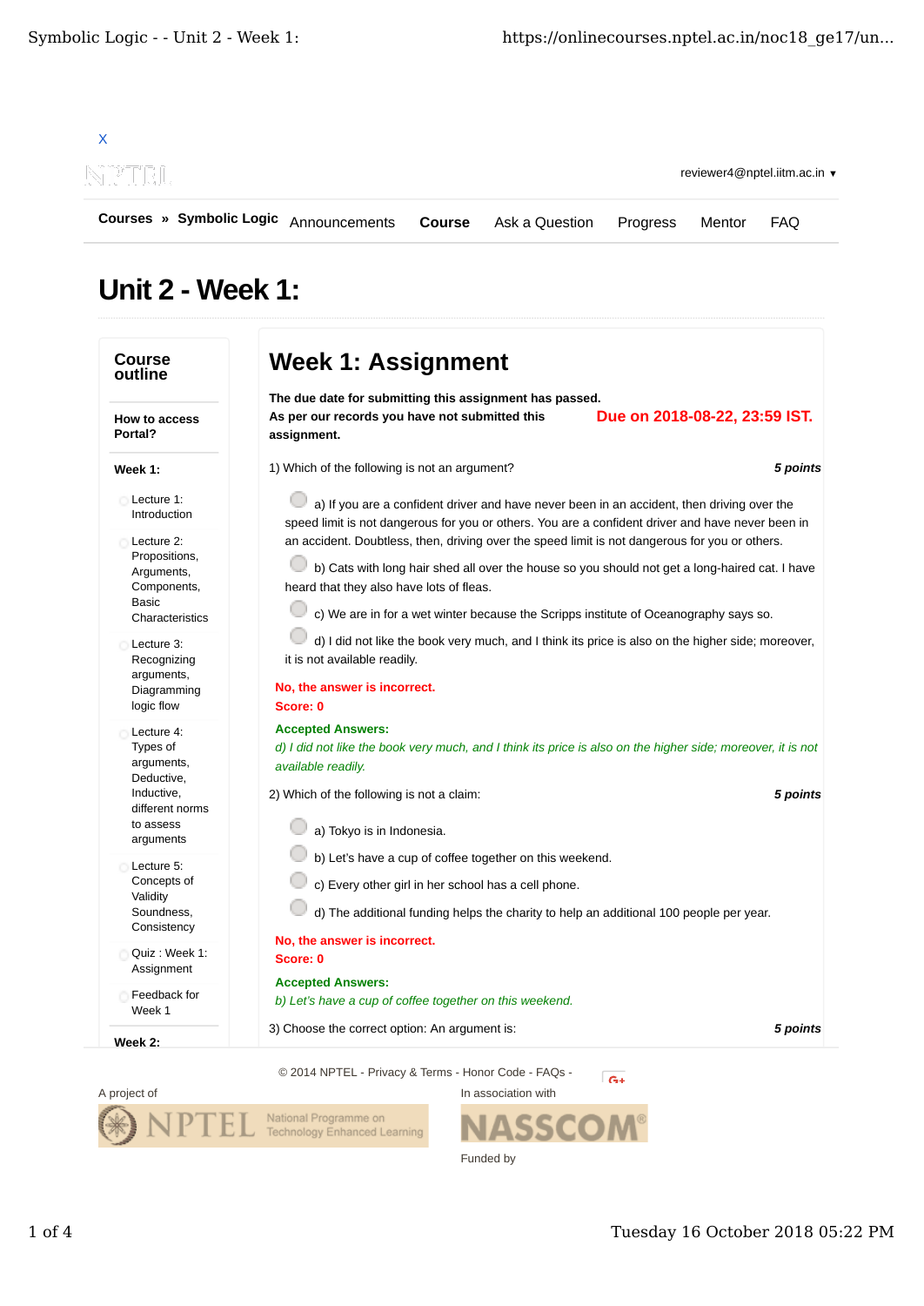X

reviewer4@nptel.iitm.ac.in ▾

**Courses** » **Symbolic Logic** Announcements **Course** Ask a Question Progress Mentor FAQ

# Unit 2 - Week 1:

**Course outline**

**How to access Portal?**

**Week 1:**

- Lecture 1: Introduction
- Lecture 2: Propositions, Arguments, Components, Basic Characteristics
- Lecture 3: Recognizing arguments, Diagramming logic flow
- Lecture 4: Types of arguments, Deductive, Inductive, different norms to assess arguments
- Lecture 5: Concepts of Validity Soundness, Consistency
- Quiz : Week 1: Assignment
- Feedback for Week 1

**Week 2:**

## Week 1: Assignment

**The due date for submitting this assignment has passed.**
**As per our records you have not submitted this assignment.**

**Due on 2018-08-22, 23:59 IST.**

1) Which of the following is not an argument? ***5 points***

- a) If you are a confident driver and have never been in an accident, then driving over the speed limit is not dangerous for you or others. You are a confident driver and have never been in an accident. Doubtless, then, driving over the speed limit is not dangerous for you or others.
- b) Cats with long hair shed all over the house so you should not get a long-haired cat. I have heard that they also have lots of fleas.
- c) We are in for a wet winter because the Scripps institute of Oceanography says so.
- d) I did not like the book very much, and I think its price is also on the higher side; moreover, it is not available readily.

**No, the answer is incorrect.**
**Score: 0**

**Accepted Answers:**
*d) I did not like the book very much, and I think its price is also on the higher side; moreover, it is not available readily.*

2) Which of the following is not a claim: ***5 points***

- a) Tokyo is in Indonesia.
- b) Let's have a cup of coffee together on this weekend.
- c) Every other girl in her school has a cell phone.
- d) The additional funding helps the charity to help an additional 100 people per year.

**No, the answer is incorrect.**
**Score: 0**

**Accepted Answers:**
*b) Let's have a cup of coffee together on this weekend.*

3) Choose the correct option: An argument is: ***5 points***

© 2014 NPTEL - Privacy & Terms - Honor Code - FAQs -

A project of

In association with

Funded by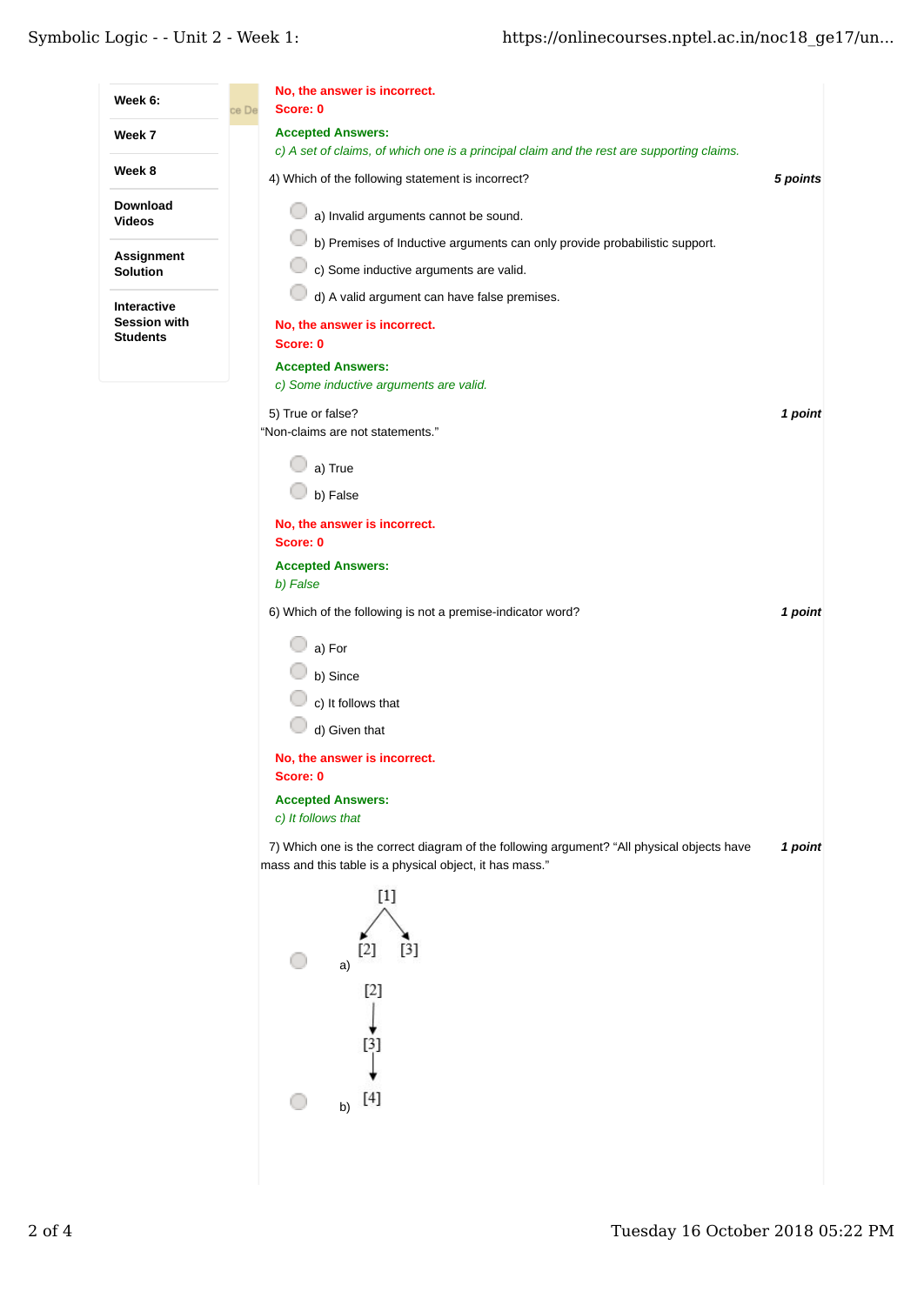No, the answer is incorrect.
Score: 0

**Accepted Answers:**
*c) A set of claims, of which one is a principal claim and the rest are supporting claims.*

4) Which of the following statement is incorrect? ***5 points***

- a) Invalid arguments cannot be sound.
- b) Premises of Inductive arguments can only provide probabilistic support.
- c) Some inductive arguments are valid.
- d) A valid argument can have false premises.

No, the answer is incorrect.
Score: 0

**Accepted Answers:**
*c) Some inductive arguments are valid.*

5) True or false? ***1 point***
"Non-claims are not statements."

- a) True
- b) False

No, the answer is incorrect.
Score: 0

**Accepted Answers:**
*b) False*

6) Which of the following is not a premise-indicator word? ***1 point***

- a) For
- b) Since
- c) It follows that
- d) Given that

No, the answer is incorrect.
Score: 0

**Accepted Answers:**
*c) It follows that*

7) Which one is the correct diagram of the following argument? "All physical objects have mass and this table is a physical object, it has mass." ***1 point***

- a) [1] → [2], [1] → [3]
- b) [2] → [3] → [4]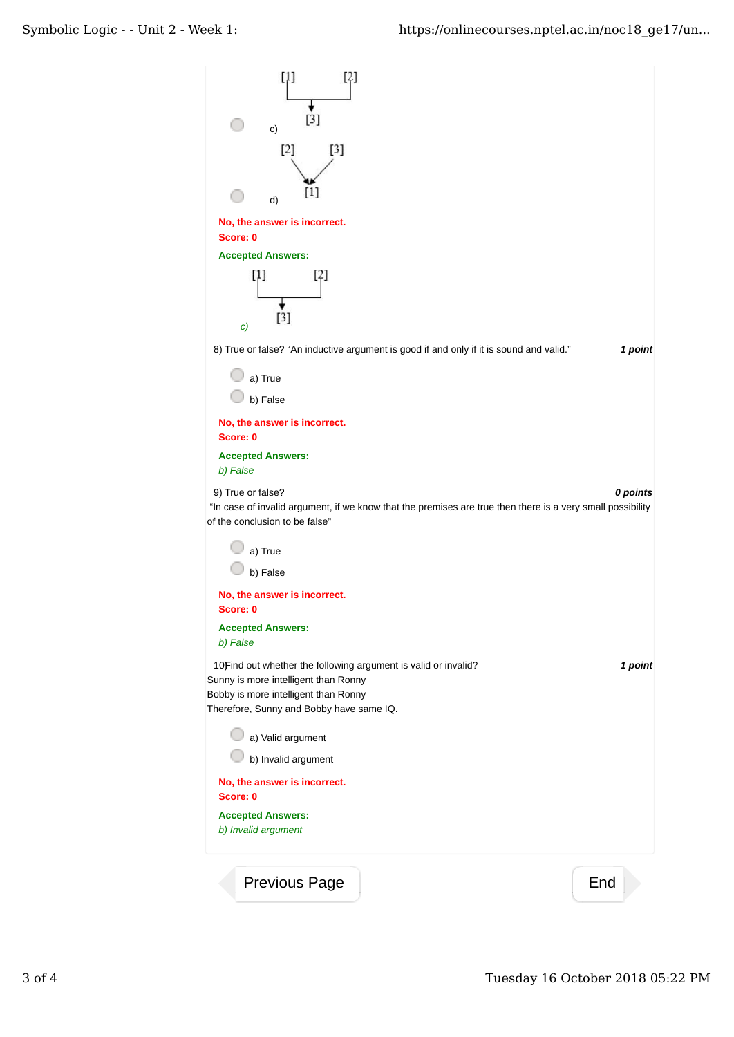[1] [2]

[3]

c)

[2] [3]

[1]

d)

**No, the answer is incorrect.**
**Score: 0**

**Accepted Answers:**

[1] [2]

[3]

*c)*

8) True or false? "An inductive argument is good if and only if it is sound and valid." ***1 point***

a) True

b) False

**No, the answer is incorrect.**
**Score: 0**

**Accepted Answers:**
*b) False*

9) True or false? ***0 points***
"In case of invalid argument, if we know that the premises are true then there is a very small possibility of the conclusion to be false"

a) True

b) False

**No, the answer is incorrect.**
**Score: 0**

**Accepted Answers:**
*b) False*

10)Find out whether the following argument is valid or invalid? ***1 point***
Sunny is more intelligent than Ronny
Bobby is more intelligent than Ronny
Therefore, Sunny and Bobby have same IQ.

a) Valid argument

b) Invalid argument

**No, the answer is incorrect.**
**Score: 0**

**Accepted Answers:**
*b) Invalid argument*

Previous Page

End